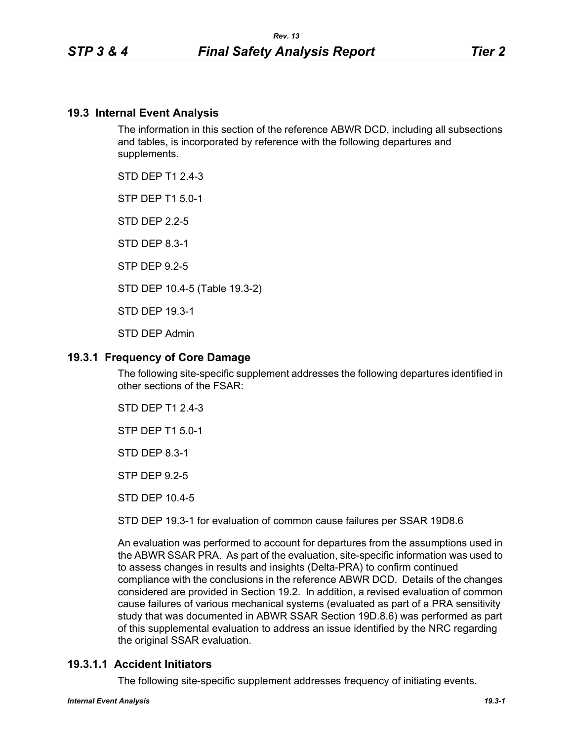## 19.3 Internal Event Analysis

The information in this section of the reference ABWR DCD, including all subsections and tables, is incorporated by reference with the following departures and supplements.

STD DEP T1 2.4-3

STP DEP T1 5.0-1

STD DEP 2.2-5

STD DEP 8.3-1

STP DEP 9.2-5

STD DEP 10.4-5 (Table 19.3-2)

STD DEP 19.3-1

STD DEP Admin

## 19.3.1 Frequency of Core Damage

The following site-specific supplement addresses the following departures identified in other sections of the FSAR:

STD DEP T1 2.4-3

STP DEP T1 5.0-1

STD DEP 8.3-1

STP DEP 9.2-5

STD DEP 10.4-5

STD DEP 19.3-1 for evaluation of common cause failures per SSAR 19D8.6

An evaluation was performed to account for departures from the assumptions used in the ABWR SSAR PRA. As part of the evaluation, site-specific information was used to to assess changes in results and insights (Delta-PRA) to confirm continued compliance with the conclusions in the reference ABWR DCD. Details of the changes considered are provided in Section 19.2. In addition, a revised evaluation of common cause failures of various mechanical systems (evaluated as part of a PRA sensitivity study that was documented in ABWR SSAR Section 19D.8.6) was performed as part of this supplemental evaluation to address an issue identified by the NRC regarding the original SSAR evaluation.

### 19.3.1.1 Accident Initiators

The following site-specific supplement addresses frequency of initiating events.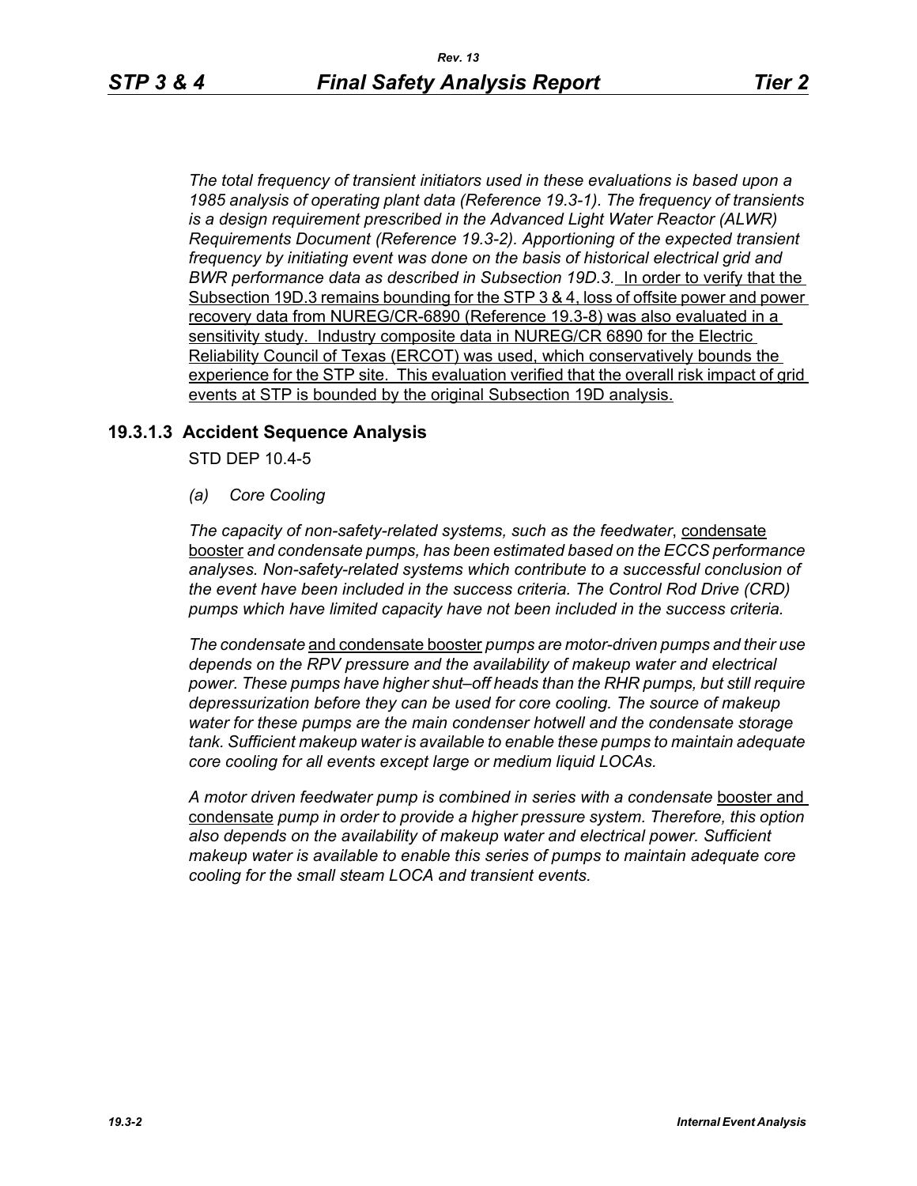*The total frequency of transient initiators used in these evaluations is based upon a 1985 analysis of operating plant data (Reference 19.3-1). The frequency of transients is a design requirement prescribed in the Advanced Light Water Reactor (ALWR) Requirements Document (Reference 19.3-2). Apportioning of the expected transient frequency by initiating event was done on the basis of historical electrical grid and BWR performance data as described in Subsection 19D.3.* In order to verify that the Subsection 19D.3 remains bounding for the STP 3 & 4, loss of offsite power and power recovery data from NUREG/CR-6890 (Reference 19.3-8) was also evaluated in a sensitivity study. Industry composite data in NUREG/CR 6890 for the Electric Reliability Council of Texas (ERCOT) was used, which conservatively bounds the experience for the STP site. This evaluation verified that the overall risk impact of grid events at STP is bounded by the original Subsection 19D analysis.

### 19.3.1.3 Accident Sequence Analysis

STD DEP 10.4-5

*(a) Core Cooling*

*The capacity of non-safety-related systems, such as the feedwater*, condensate booster *and condensate pumps, has been estimated based on the ECCS performance analyses. Non-safety-related systems which contribute to a successful conclusion of the event have been included in the success criteria. The Control Rod Drive (CRD) pumps which have limited capacity have not been included in the success criteria.*

*The condensate* and condensate booster *pumps are motor-driven pumps and their use depends on the RPV pressure and the availability of makeup water and electrical power. These pumps have higher shut–off heads than the RHR pumps, but still require depressurization before they can be used for core cooling. The source of makeup water for these pumps are the main condenser hotwell and the condensate storage tank. Sufficient makeup water is available to enable these pumps to maintain adequate core cooling for all events except large or medium liquid LOCAs.*

*A motor driven feedwater pump is combined in series with a condensate* booster and condensate *pump in order to provide a higher pressure system. Therefore, this option also depends on the availability of makeup water and electrical power. Sufficient makeup water is available to enable this series of pumps to maintain adequate core cooling for the small steam LOCA and transient events.*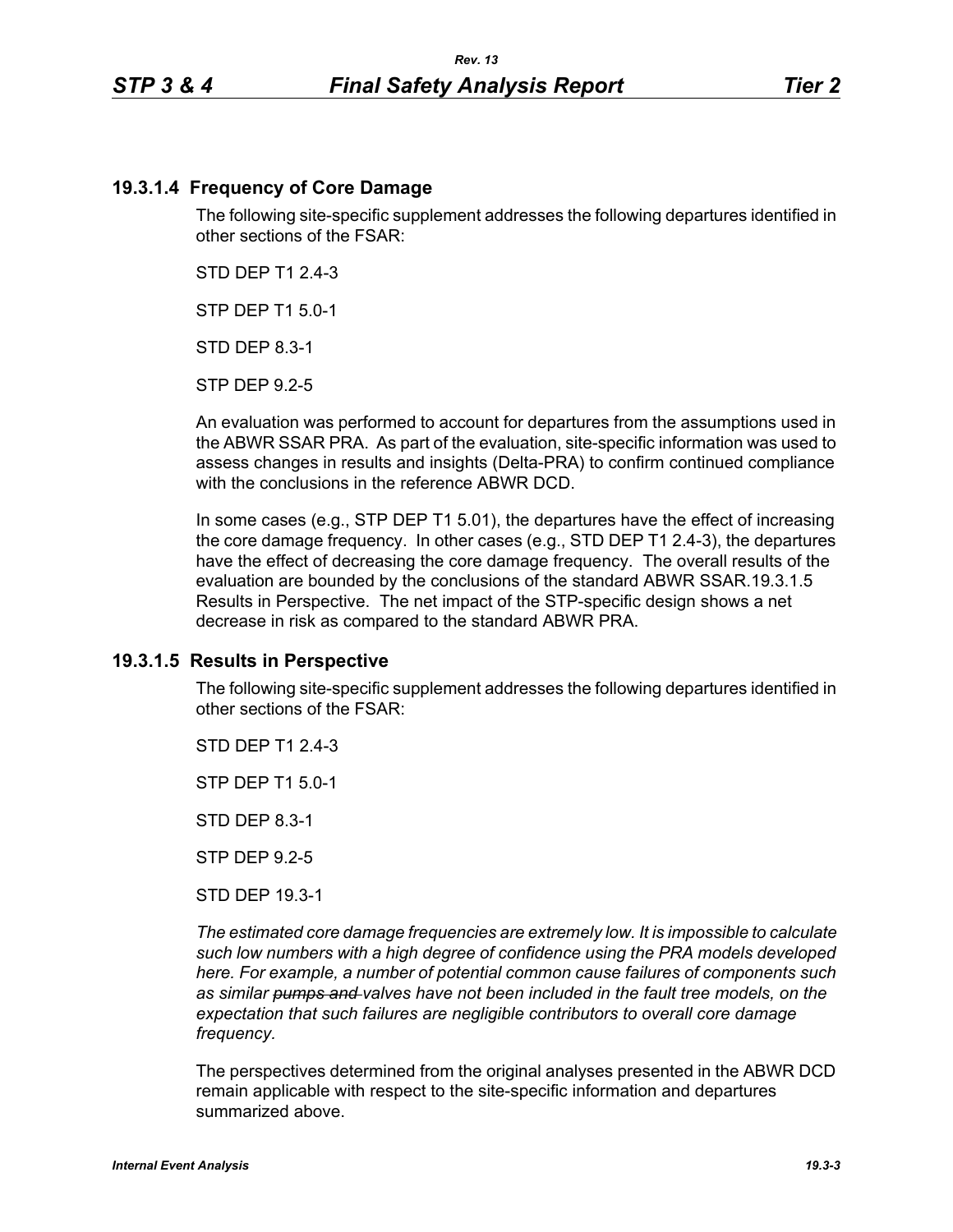## 19.3.1.4 Frequency of Core Damage

The following site-specific supplement addresses the following departures identified in other sections of the FSAR:

STD DEP T1 2.4-3

STP DEP T1 5.0-1

STD DEP 8.3-1

STP DEP 9.2-5

An evaluation was performed to account for departures from the assumptions used in the ABWR SSAR PRA. As part of the evaluation, site-specific information was used to assess changes in results and insights (Delta-PRA) to confirm continued compliance with the conclusions in the reference ABWR DCD.

In some cases (e.g., STP DEP T1 5.01), the departures have the effect of increasing the core damage frequency. In other cases (e.g., STD DEP T1 2.4-3), the departures have the effect of decreasing the core damage frequency. The overall results of the evaluation are bounded by the conclusions of the standard ABWR SSAR.19.3.1.5 Results in Perspective. The net impact of the STP-specific design shows a net decrease in risk as compared to the standard ABWR PRA.

## 19.3.1.5 Results in Perspective

The following site-specific supplement addresses the following departures identified in other sections of the FSAR:

STD DEP T1 2.4-3

STP DEP T1 5.0-1

STD DEP 8.3-1

STP DEP 9.2-5

STD DEP 19.3-1

*The estimated core damage frequencies are extremely low. It is impossible to calculate such low numbers with a high degree of confidence using the PRA models developed here. For example, a number of potential common cause failures of components such as similar ~~pumps and~~ valves have not been included in the fault tree models, on the expectation that such failures are negligible contributors to overall core damage frequency.*

The perspectives determined from the original analyses presented in the ABWR DCD remain applicable with respect to the site-specific information and departures summarized above.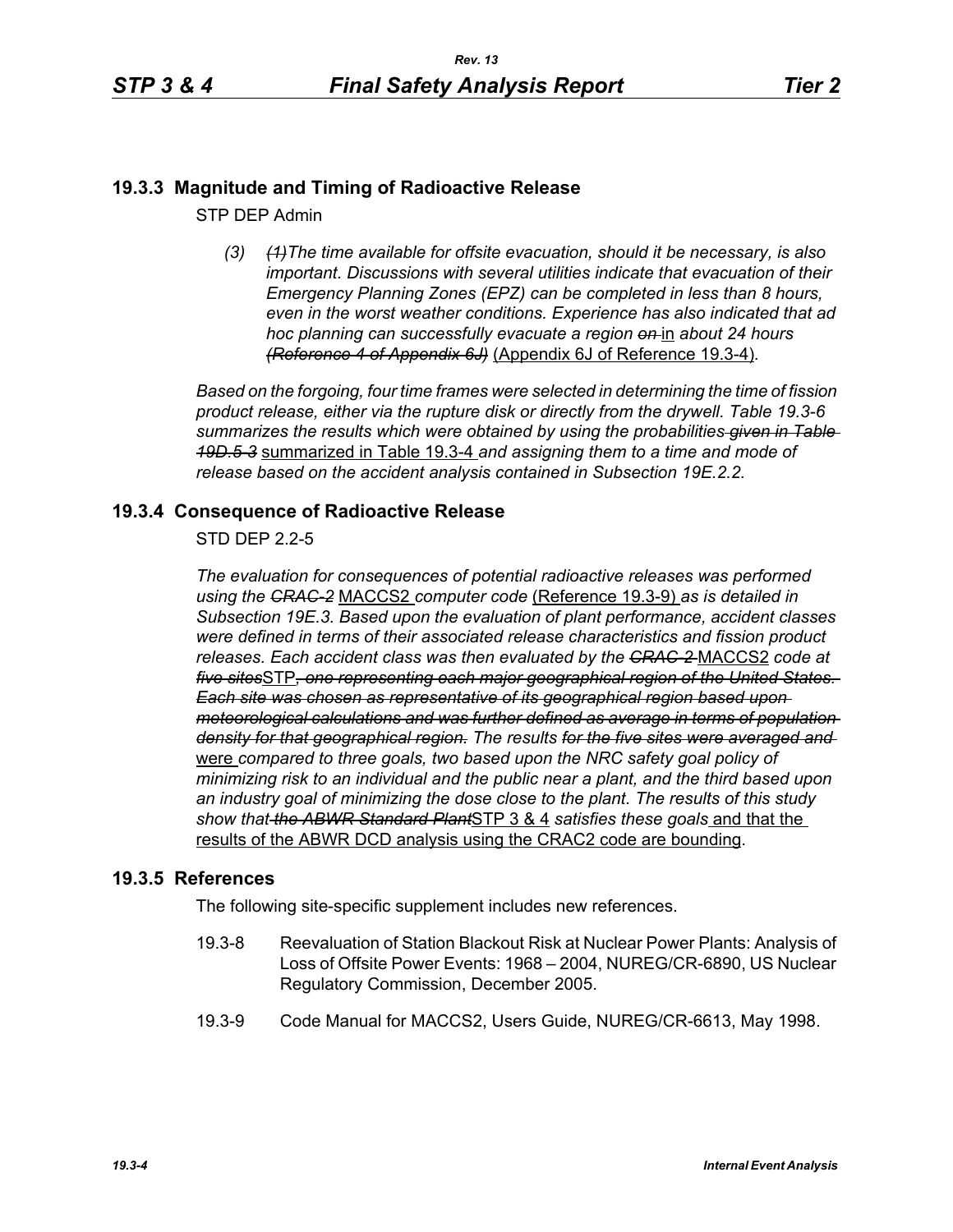## 19.3.3 Magnitude and Timing of Radioactive Release

STP DEP Admin

*(3) ~~(1)~~The time available for offsite evacuation, should it be necessary, is also important. Discussions with several utilities indicate that evacuation of their Emergency Planning Zones (EPZ) can be completed in less than 8 hours, even in the worst weather conditions. Experience has also indicated that ad hoc planning can successfully evacuate a region ~~on~~* in *about 24 hours ~~(Reference 4 of Appendix 6J)~~* (Appendix 6J of Reference 19.3-4)*.*

*Based on the forgoing, four time frames were selected in determining the time of fission product release, either via the rupture disk or directly from the drywell. Table 19.3-6 summarizes the results which were obtained by using the probabilities ~~given in Table 19D.5-3~~* summarized in Table 19.3-4 *and assigning them to a time and mode of release based on the accident analysis contained in Subsection 19E.2.2.*

## 19.3.4 Consequence of Radioactive Release

STD DEP 2.2-5

*The evaluation for consequences of potential radioactive releases was performed using the ~~CRAC-2~~* MACCS2 *computer code* (Reference 19.3-9) *as is detailed in Subsection 19E.3. Based upon the evaluation of plant performance, accident classes were defined in terms of their associated release characteristics and fission product releases. Each accident class was then evaluated by the ~~CRAC-2~~* MACCS2 *code at ~~five sites~~*STP*~~, one representing each major geographical region of the United States. Each site was chosen as representative of its geographical region based upon meteorological calculations and was further defined as average in terms of population density for that geographical region.~~ The results ~~for the five sites were averaged and~~* were *compared to three goals, two based upon the NRC safety goal policy of minimizing risk to an individual and the public near a plant, and the third based upon an industry goal of minimizing the dose close to the plant. The results of this study show that ~~the ABWR Standard Plant~~*STP 3 & 4 *satisfies these goals* and that the results of the ABWR DCD analysis using the CRAC2 code are bounding.

## 19.3.5 References

The following site-specific supplement includes new references.

19.3-8 Reevaluation of Station Blackout Risk at Nuclear Power Plants: Analysis of Loss of Offsite Power Events: 1968 – 2004, NUREG/CR-6890, US Nuclear Regulatory Commission, December 2005.

19.3-9 Code Manual for MACCS2, Users Guide, NUREG/CR-6613, May 1998.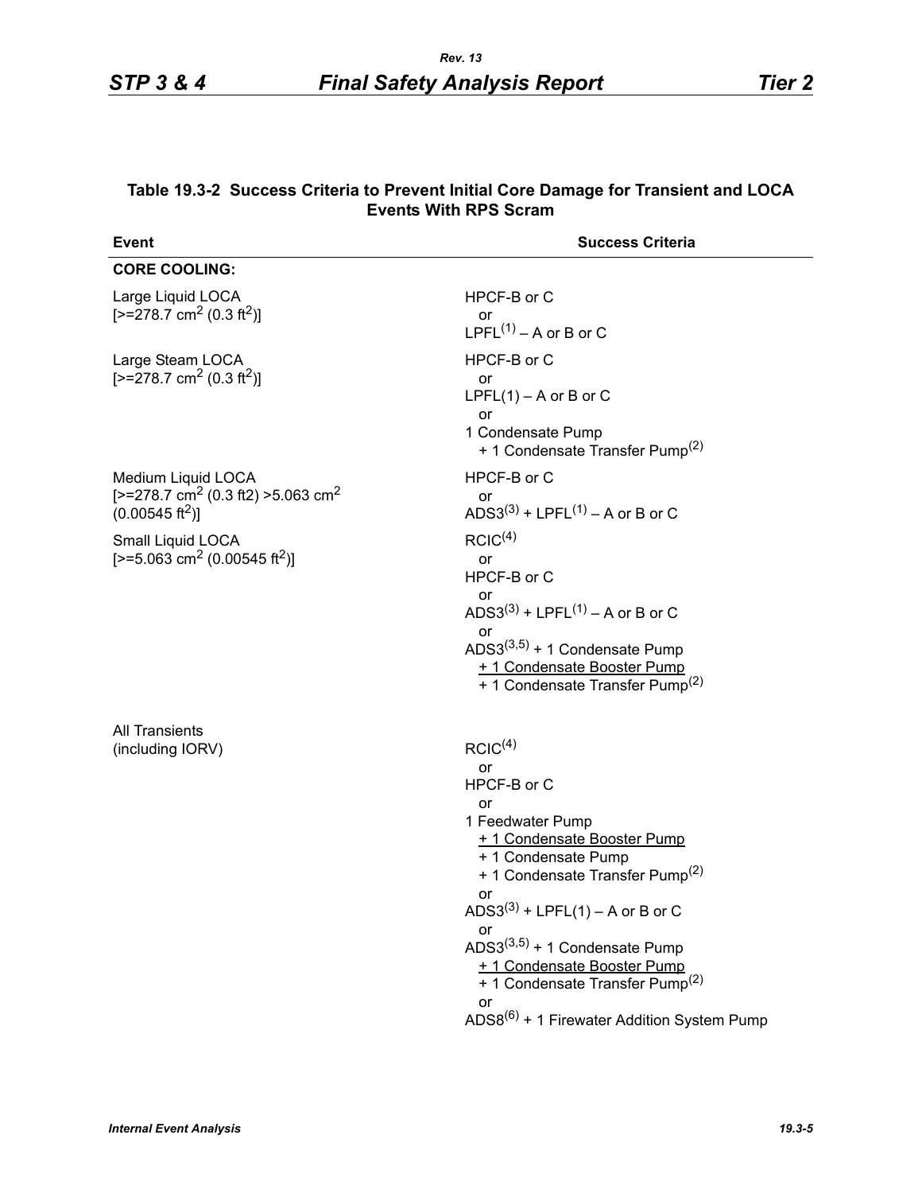**Table 19.3-2 Success Criteria to Prevent Initial Core Damage for Transient and LOCA Events With RPS Scram**

| Event | Success Criteria |
|---|---|
| **CORE COOLING:** | |
| Large Liquid LOCA [>=278.7 $cm^2$ (0.3 $ft^2$)] | HPCF-B or C<br>or<br>LPFL(1) – A or B or C |
| Large Steam LOCA [>=278.7 $cm^2$ (0.3 $ft^2$)] | HPCF-B or C<br>or<br>LPFL(1) – A or B or C<br>or<br>1 Condensate Pump<br>+ 1 Condensate Transfer Pump(2) |
| Medium Liquid LOCA [>=278.7 $cm^2$ (0.3 ft2) >5.063 $cm^2$ (0.00545 $ft^2$)] | HPCF-B or C<br>or<br>ADS3(3) + LPFL(1) – A or B or C |
| Small Liquid LOCA [>=5.063 $cm^2$ (0.00545 $ft^2$)] | RCIC(4)<br>or<br>HPCF-B or C<br>or<br>ADS3(3) + LPFL(1) – A or B or C<br>or<br>ADS3(3,5) + 1 Condensate Pump<br>+ 1 Condensate Booster Pump<br>+ 1 Condensate Transfer Pump(2) |
| All Transients (including IORV) | RCIC(4)<br>or<br>HPCF-B or C<br>or<br>1 Feedwater Pump<br>+ 1 Condensate Booster Pump<br>+ 1 Condensate Pump<br>+ 1 Condensate Transfer Pump(2)<br>or<br>ADS3(3) + LPFL(1) – A or B or C<br>or<br>ADS3(3,5) + 1 Condensate Pump<br>+ 1 Condensate Booster Pump<br>+ 1 Condensate Transfer Pump(2)<br>or<br>ADS8(6) + 1 Firewater Addition System Pump |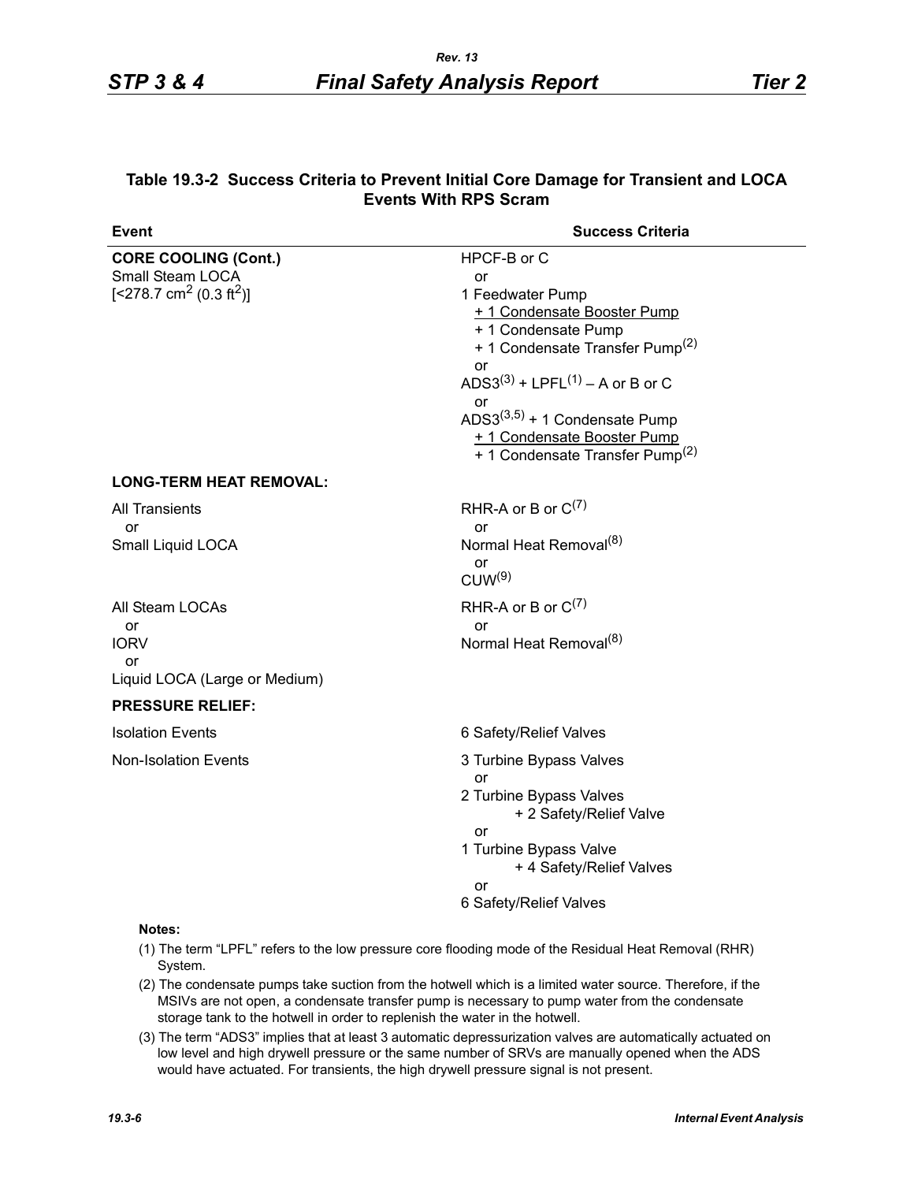### Table 19.3-2 Success Criteria to Prevent Initial Core Damage for Transient and LOCA Events With RPS Scram

| Event | Success Criteria |
|---|---|
| **CORE COOLING (Cont.)**<br>Small Steam LOCA<br>[<278.7 $cm^2$ (0.3 $ft^2$)] | HPCF-B or C<br>or<br>1 Feedwater Pump<br>+ 1 Condensate Booster Pump<br>+ 1 Condensate Pump<br>+ 1 Condensate Transfer Pump(2)<br>or<br>ADS3(3) + LPFL(1) – A or B or C<br>or<br>ADS3(3,5) + 1 Condensate Pump<br>+ 1 Condensate Booster Pump<br>+ 1 Condensate Transfer Pump(2) |
| **LONG-TERM HEAT REMOVAL:** | |
| All Transients<br>or<br>Small Liquid LOCA | RHR-A or B or C(7)<br>or<br>Normal Heat Removal(8)<br>or<br>CUW(9) |
| All Steam LOCAs<br>or<br>IORV<br>or<br>Liquid LOCA (Large or Medium) | RHR-A or B or C(7)<br>or<br>Normal Heat Removal(8) |
| **PRESSURE RELIEF:** | |
| Isolation Events | 6 Safety/Relief Valves |
| Non-Isolation Events | 3 Turbine Bypass Valves<br>or<br>2 Turbine Bypass Valves<br>+ 2 Safety/Relief Valve<br>or<br>1 Turbine Bypass Valve<br>+ 4 Safety/Relief Valves<br>or<br>6 Safety/Relief Valves |

**Notes:**

(1) The term "LPFL" refers to the low pressure core flooding mode of the Residual Heat Removal (RHR) System.

(2) The condensate pumps take suction from the hotwell which is a limited water source. Therefore, if the MSIVs are not open, a condensate transfer pump is necessary to pump water from the condensate storage tank to the hotwell in order to replenish the water in the hotwell.

(3) The term "ADS3" implies that at least 3 automatic depressurization valves are automatically actuated on low level and high drywell pressure or the same number of SRVs are manually opened when the ADS would have actuated. For transients, the high drywell pressure signal is not present.